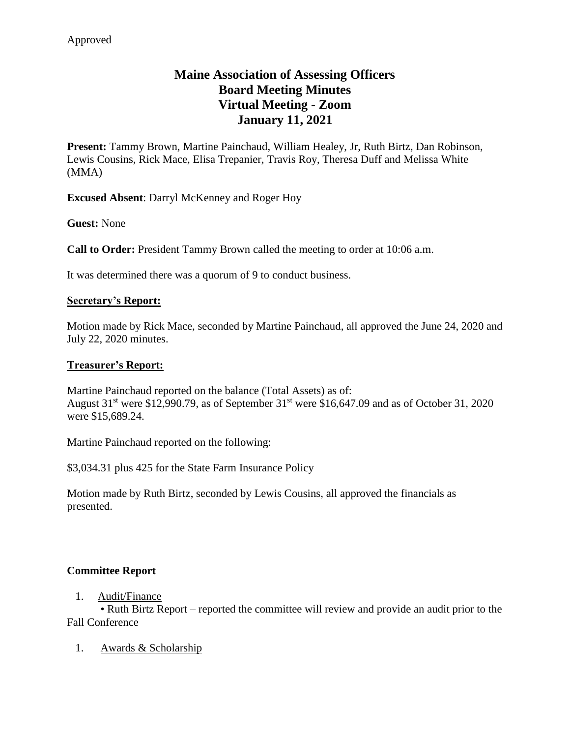Approved

# Maine Association of Assessing Officers
# Board Meeting Minutes
# Virtual Meeting - Zoom
# January 11, 2021

**Present:** Tammy Brown, Martine Painchaud, William Healey, Jr, Ruth Birtz, Dan Robinson, Lewis Cousins, Rick Mace, Elisa Trepanier, Travis Roy, Theresa Duff and Melissa White (MMA)

**Excused Absent**: Darryl McKenney and Roger Hoy

**Guest:** None

**Call to Order:** President Tammy Brown called the meeting to order at 10:06 a.m.

It was determined there was a quorum of 9 to conduct business.

## Secretary's Report:

Motion made by Rick Mace, seconded by Martine Painchaud, all approved the June 24, 2020 and July 22, 2020 minutes.

## Treasurer's Report:

Martine Painchaud reported on the balance (Total Assets) as of:
August 31st were $12,990.79, as of September 31st were $16,647.09 and as of October 31, 2020 were $15,689.24.

Martine Painchaud reported on the following:

$3,034.31 plus 425 for the State Farm Insurance Policy

Motion made by Ruth Birtz, seconded by Lewis Cousins, all approved the financials as presented.

### Committee Report

1. Audit/Finance
   - Ruth Birtz Report – reported the committee will review and provide an audit prior to the Fall Conference

1. Awards & Scholarship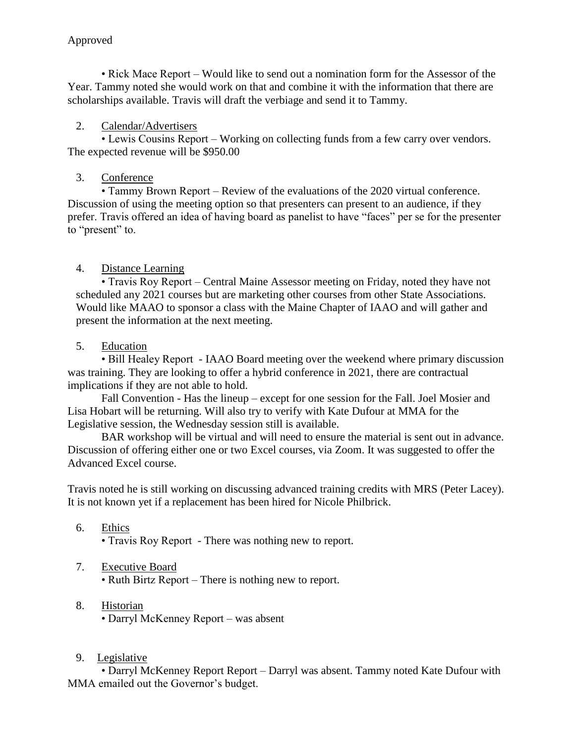Approved

• Rick Mace Report – Would like to send out a nomination form for the Assessor of the Year. Tammy noted she would work on that and combine it with the information that there are scholarships available. Travis will draft the verbiage and send it to Tammy.

2. Calendar/Advertisers

   • Lewis Cousins Report – Working on collecting funds from a few carry over vendors. The expected revenue will be $950.00

3. Conference

   • Tammy Brown Report – Review of the evaluations of the 2020 virtual conference. Discussion of using the meeting option so that presenters can present to an audience, if they prefer. Travis offered an idea of having board as panelist to have "faces" per se for the presenter to "present" to.

4. Distance Learning

   • Travis Roy Report – Central Maine Assessor meeting on Friday, noted they have not scheduled any 2021 courses but are marketing other courses from other State Associations. Would like MAAO to sponsor a class with the Maine Chapter of IAAO and will gather and present the information at the next meeting.

5. Education

   • Bill Healey Report - IAAO Board meeting over the weekend where primary discussion was training. They are looking to offer a hybrid conference in 2021, there are contractual implications if they are not able to hold.

   Fall Convention - Has the lineup – except for one session for the Fall. Joel Mosier and Lisa Hobart will be returning. Will also try to verify with Kate Dufour at MMA for the Legislative session, the Wednesday session still is available.

   BAR workshop will be virtual and will need to ensure the material is sent out in advance. Discussion of offering either one or two Excel courses, via Zoom. It was suggested to offer the Advanced Excel course.

Travis noted he is still working on discussing advanced training credits with MRS (Peter Lacey). It is not known yet if a replacement has been hired for Nicole Philbrick.

6. Ethics

   • Travis Roy Report - There was nothing new to report.

7. Executive Board

   • Ruth Birtz Report – There is nothing new to report.

8. Historian

   • Darryl McKenney Report – was absent

9. Legislative

   • Darryl McKenney Report Report – Darryl was absent. Tammy noted Kate Dufour with MMA emailed out the Governor's budget.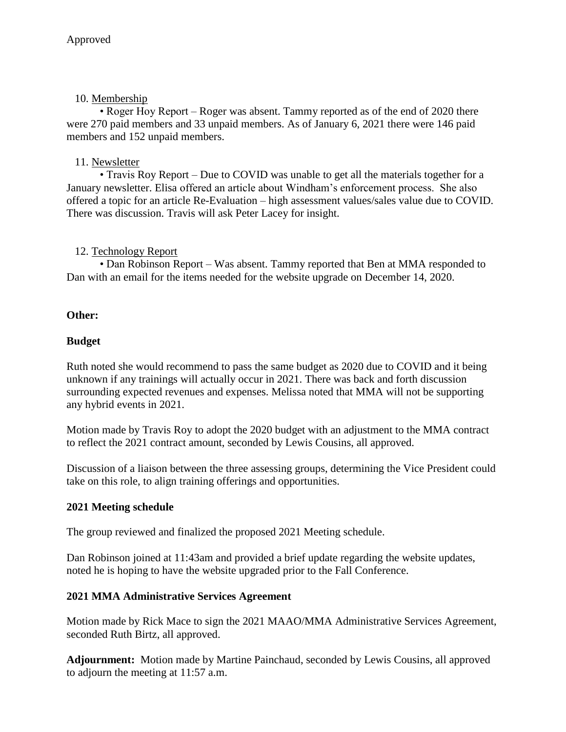Approved

10. Membership

• Roger Hoy Report – Roger was absent. Tammy reported as of the end of 2020 there were 270 paid members and 33 unpaid members. As of January 6, 2021 there were 146 paid members and 152 unpaid members.

11. Newsletter

• Travis Roy Report – Due to COVID was unable to get all the materials together for a January newsletter. Elisa offered an article about Windham's enforcement process. She also offered a topic for an article Re-Evaluation – high assessment values/sales value due to COVID. There was discussion. Travis will ask Peter Lacey for insight.

12. Technology Report

• Dan Robinson Report – Was absent. Tammy reported that Ben at MMA responded to Dan with an email for the items needed for the website upgrade on December 14, 2020.

**Other:**

**Budget**

Ruth noted she would recommend to pass the same budget as 2020 due to COVID and it being unknown if any trainings will actually occur in 2021. There was back and forth discussion surrounding expected revenues and expenses. Melissa noted that MMA will not be supporting any hybrid events in 2021.

Motion made by Travis Roy to adopt the 2020 budget with an adjustment to the MMA contract to reflect the 2021 contract amount, seconded by Lewis Cousins, all approved.

Discussion of a liaison between the three assessing groups, determining the Vice President could take on this role, to align training offerings and opportunities.

**2021 Meeting schedule**

The group reviewed and finalized the proposed 2021 Meeting schedule.

Dan Robinson joined at 11:43am and provided a brief update regarding the website updates, noted he is hoping to have the website upgraded prior to the Fall Conference.

**2021 MMA Administrative Services Agreement**

Motion made by Rick Mace to sign the 2021 MAAO/MMA Administrative Services Agreement, seconded Ruth Birtz, all approved.

**Adjournment:** Motion made by Martine Painchaud, seconded by Lewis Cousins, all approved to adjourn the meeting at 11:57 a.m.